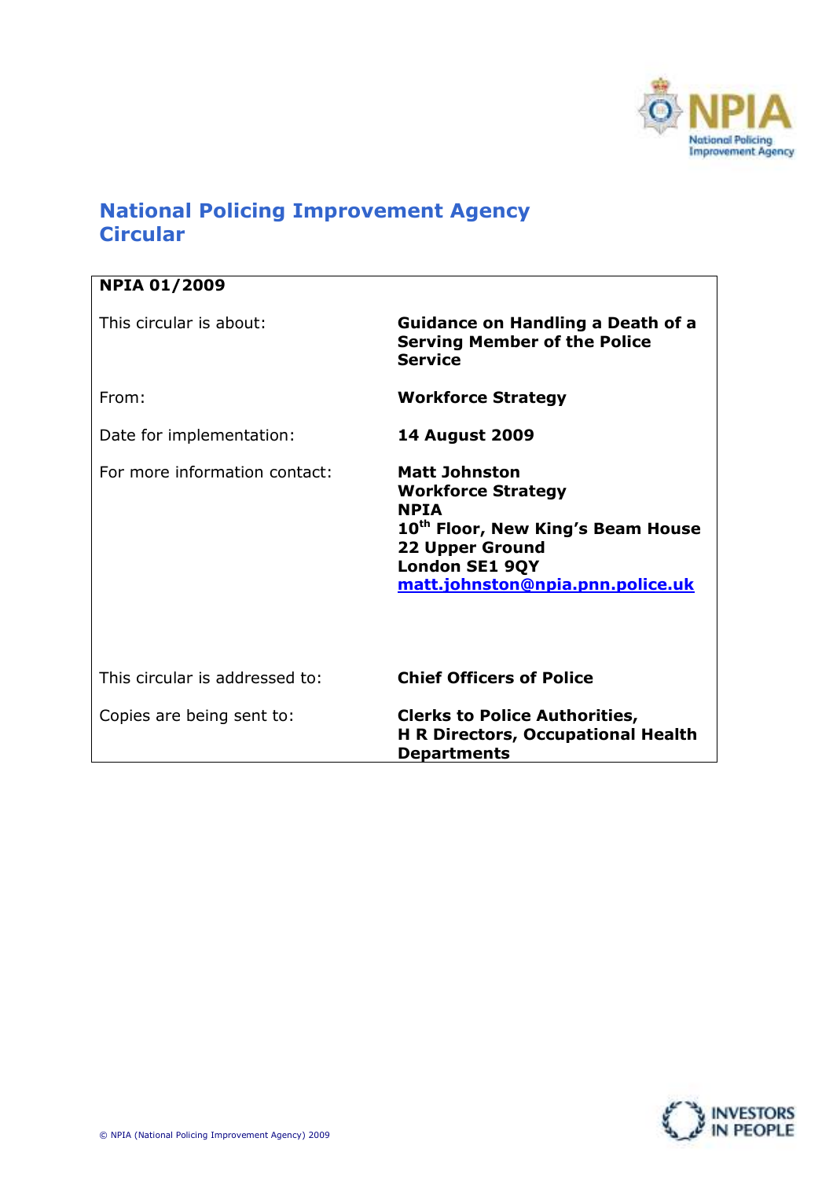# National Policing Improvement Agency Circular

| NPIA 01/2009 | |
|---|---|
| This circular is about: | **Guidance on Handling a Death of a Serving Member of the Police Service** |
| From: | **Workforce Strategy** |
| Date for implementation: | **14 August 2009** |
| For more information contact: | **Matt Johnston**<br>**Workforce Strategy**<br>**NPIA**<br>**10th Floor, New King's Beam House**<br>**22 Upper Ground**<br>**London SE1 9QY**<br>**matt.johnston@npia.pnn.police.uk** |
| This circular is addressed to: | **Chief Officers of Police** |
| Copies are being sent to: | **Clerks to Police Authorities, H R Directors, Occupational Health Departments** |

© NPIA (National Policing Improvement Agency) 2009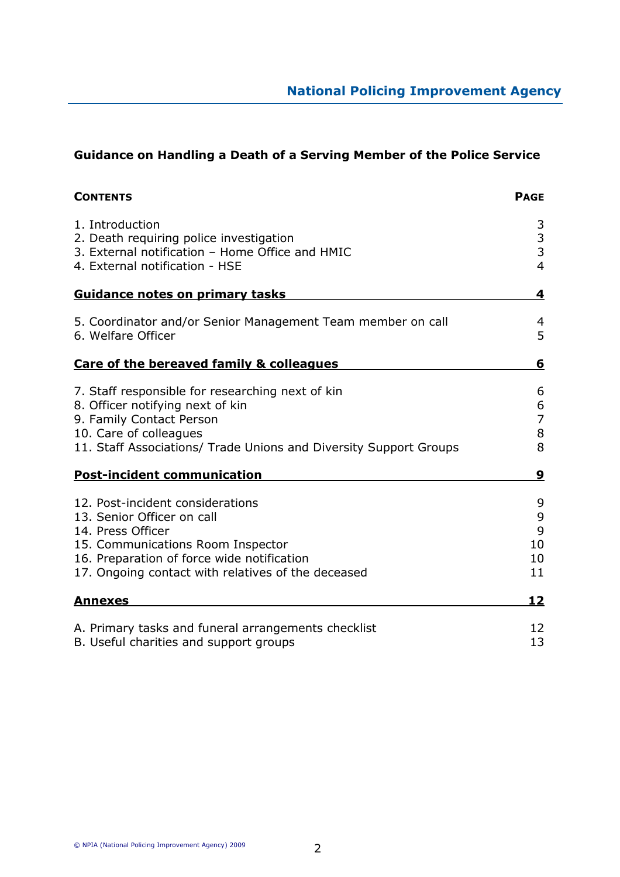## Guidance on Handling a Death of a Serving Member of the Police Service

| **CONTENTS** | **PAGE** |
|---|---|
| 1. Introduction | 3 |
| 2. Death requiring police investigation | 3 |
| 3. External notification – Home Office and HMIC | 3 |
| 4. External notification - HSE | 4 |
| **Guidance notes on primary tasks** | **4** |
| 5. Coordinator and/or Senior Management Team member on call | 4 |
| 6. Welfare Officer | 5 |
| **Care of the bereaved family & colleagues** | **6** |
| 7. Staff responsible for researching next of kin | 6 |
| 8. Officer notifying next of kin | 6 |
| 9. Family Contact Person | 7 |
| 10. Care of colleagues | 8 |
| 11. Staff Associations/ Trade Unions and Diversity Support Groups | 8 |
| **Post-incident communication** | **9** |
| 12. Post-incident considerations | 9 |
| 13. Senior Officer on call | 9 |
| 14. Press Officer | 9 |
| 15. Communications Room Inspector | 10 |
| 16. Preparation of force wide notification | 10 |
| 17. Ongoing contact with relatives of the deceased | 11 |
| **Annexes** | **12** |
| A. Primary tasks and funeral arrangements checklist | 12 |
| B. Useful charities and support groups | 13 |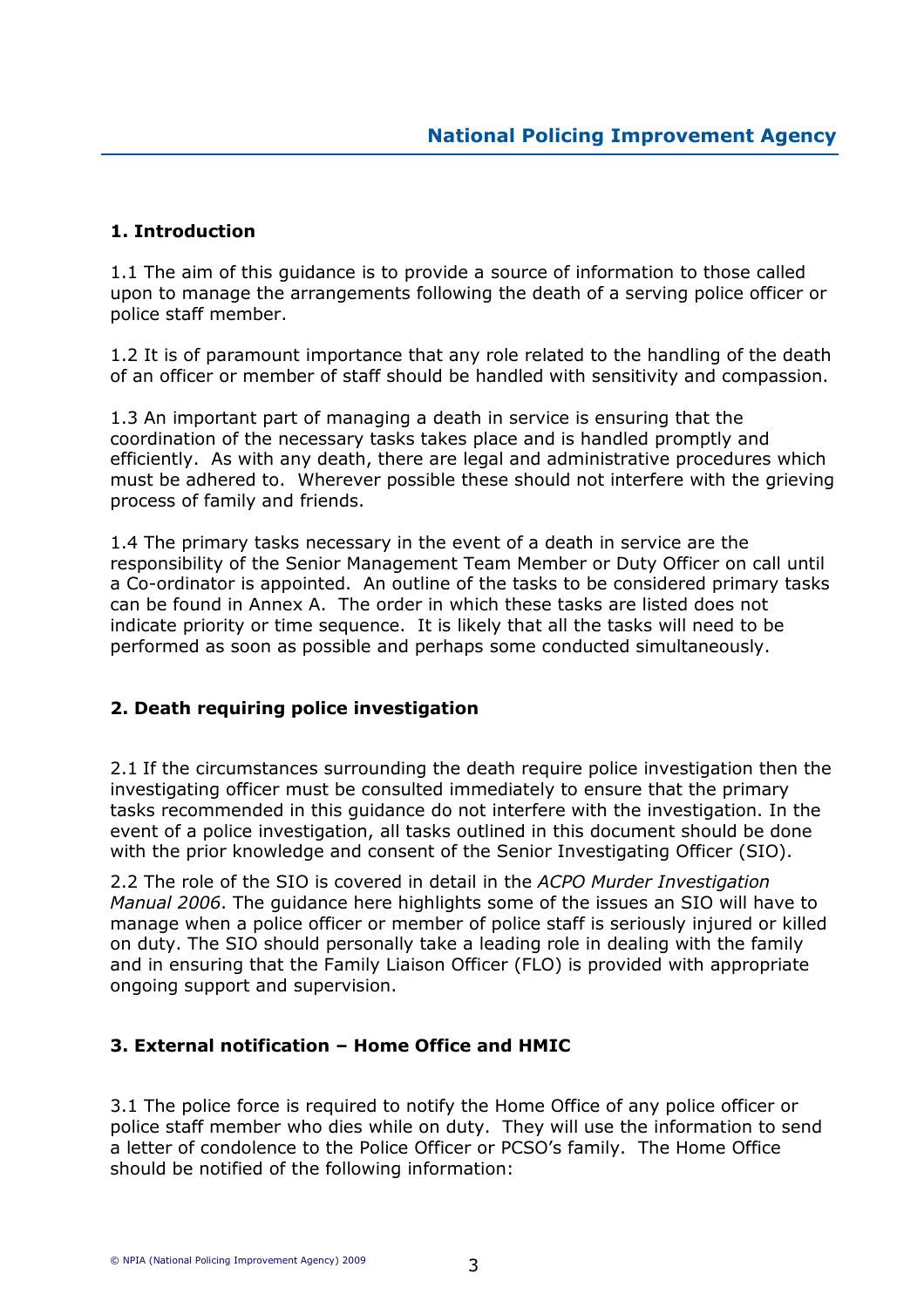## 1. Introduction

1.1 The aim of this guidance is to provide a source of information to those called upon to manage the arrangements following the death of a serving police officer or police staff member.

1.2 It is of paramount importance that any role related to the handling of the death of an officer or member of staff should be handled with sensitivity and compassion.

1.3 An important part of managing a death in service is ensuring that the coordination of the necessary tasks takes place and is handled promptly and efficiently. As with any death, there are legal and administrative procedures which must be adhered to. Wherever possible these should not interfere with the grieving process of family and friends.

1.4 The primary tasks necessary in the event of a death in service are the responsibility of the Senior Management Team Member or Duty Officer on call until a Co-ordinator is appointed. An outline of the tasks to be considered primary tasks can be found in Annex A. The order in which these tasks are listed does not indicate priority or time sequence. It is likely that all the tasks will need to be performed as soon as possible and perhaps some conducted simultaneously.

## 2. Death requiring police investigation

2.1 If the circumstances surrounding the death require police investigation then the investigating officer must be consulted immediately to ensure that the primary tasks recommended in this guidance do not interfere with the investigation. In the event of a police investigation, all tasks outlined in this document should be done with the prior knowledge and consent of the Senior Investigating Officer (SIO).

2.2 The role of the SIO is covered in detail in the *ACPO Murder Investigation Manual 2006*. The guidance here highlights some of the issues an SIO will have to manage when a police officer or member of police staff is seriously injured or killed on duty. The SIO should personally take a leading role in dealing with the family and in ensuring that the Family Liaison Officer (FLO) is provided with appropriate ongoing support and supervision.

## 3. External notification – Home Office and HMIC

3.1 The police force is required to notify the Home Office of any police officer or police staff member who dies while on duty. They will use the information to send a letter of condolence to the Police Officer or PCSO's family. The Home Office should be notified of the following information: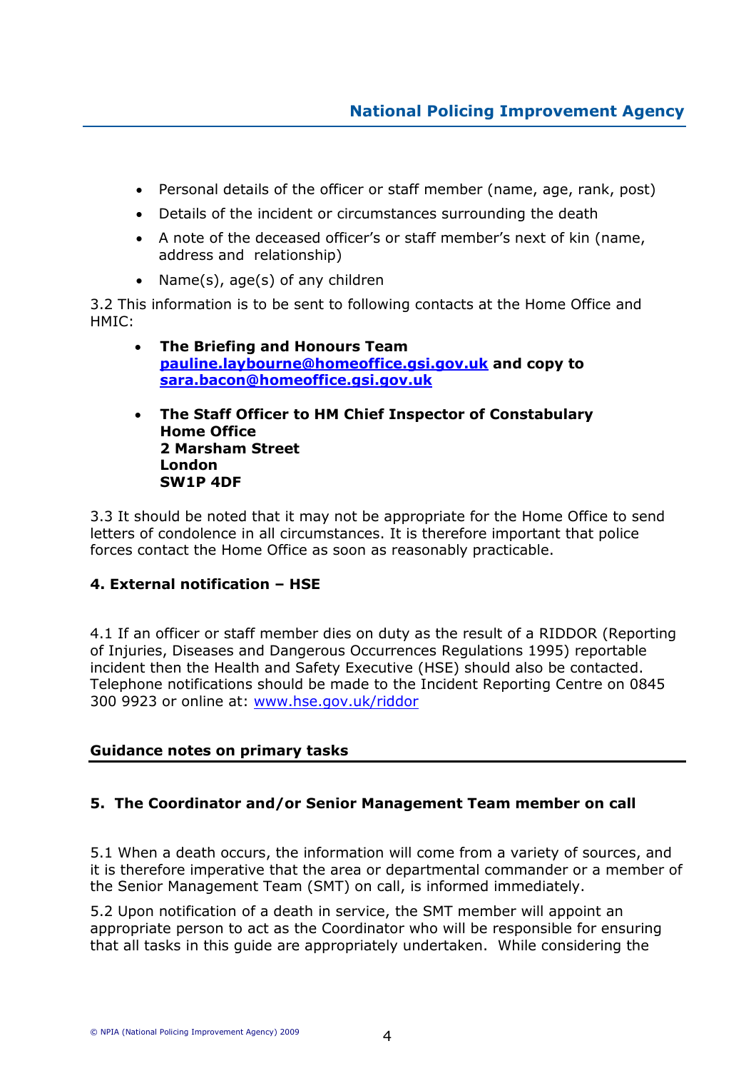- Personal details of the officer or staff member (name, age, rank, post)
- Details of the incident or circumstances surrounding the death
- A note of the deceased officer's or staff member's next of kin (name, address and relationship)
- Name(s), age(s) of any children

3.2 This information is to be sent to following contacts at the Home Office and HMIC:

- **The Briefing and Honours Team**
  **pauline.laybourne@homeoffice.gsi.gov.uk and copy to sara.bacon@homeoffice.gsi.gov.uk**

- **The Staff Officer to HM Chief Inspector of Constabulary**
  **Home Office**
  **2 Marsham Street**
  **London**
  **SW1P 4DF**

3.3 It should be noted that it may not be appropriate for the Home Office to send letters of condolence in all circumstances. It is therefore important that police forces contact the Home Office as soon as reasonably practicable.

### 4. External notification – HSE

4.1 If an officer or staff member dies on duty as the result of a RIDDOR (Reporting of Injuries, Diseases and Dangerous Occurrences Regulations 1995) reportable incident then the Health and Safety Executive (HSE) should also be contacted. Telephone notifications should be made to the Incident Reporting Centre on 0845 300 9923 or online at: www.hse.gov.uk/riddor

## Guidance notes on primary tasks

### 5. The Coordinator and/or Senior Management Team member on call

5.1 When a death occurs, the information will come from a variety of sources, and it is therefore imperative that the area or departmental commander or a member of the Senior Management Team (SMT) on call, is informed immediately.

5.2 Upon notification of a death in service, the SMT member will appoint an appropriate person to act as the Coordinator who will be responsible for ensuring that all tasks in this guide are appropriately undertaken. While considering the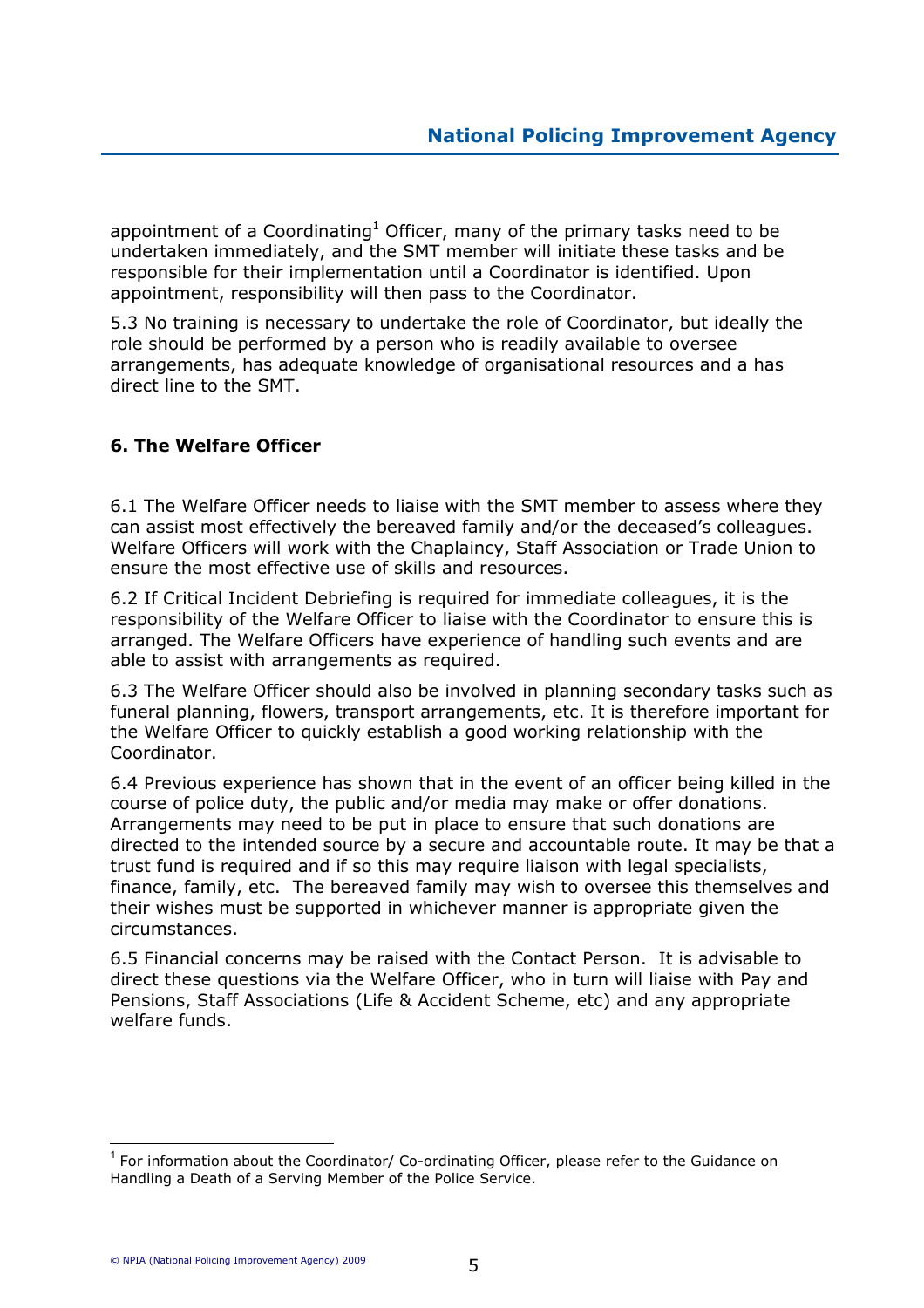appointment of a Coordinating[1] Officer, many of the primary tasks need to be undertaken immediately, and the SMT member will initiate these tasks and be responsible for their implementation until a Coordinator is identified. Upon appointment, responsibility will then pass to the Coordinator.

5.3 No training is necessary to undertake the role of Coordinator, but ideally the role should be performed by a person who is readily available to oversee arrangements, has adequate knowledge of organisational resources and a has direct line to the SMT.

### 6. The Welfare Officer

6.1 The Welfare Officer needs to liaise with the SMT member to assess where they can assist most effectively the bereaved family and/or the deceased's colleagues. Welfare Officers will work with the Chaplaincy, Staff Association or Trade Union to ensure the most effective use of skills and resources.

6.2 If Critical Incident Debriefing is required for immediate colleagues, it is the responsibility of the Welfare Officer to liaise with the Coordinator to ensure this is arranged. The Welfare Officers have experience of handling such events and are able to assist with arrangements as required.

6.3 The Welfare Officer should also be involved in planning secondary tasks such as funeral planning, flowers, transport arrangements, etc. It is therefore important for the Welfare Officer to quickly establish a good working relationship with the Coordinator.

6.4 Previous experience has shown that in the event of an officer being killed in the course of police duty, the public and/or media may make or offer donations. Arrangements may need to be put in place to ensure that such donations are directed to the intended source by a secure and accountable route. It may be that a trust fund is required and if so this may require liaison with legal specialists, finance, family, etc. The bereaved family may wish to oversee this themselves and their wishes must be supported in whichever manner is appropriate given the circumstances.

6.5 Financial concerns may be raised with the Contact Person. It is advisable to direct these questions via the Welfare Officer, who in turn will liaise with Pay and Pensions, Staff Associations (Life & Accident Scheme, etc) and any appropriate welfare funds.

---

[1] For information about the Coordinator/ Co-ordinating Officer, please refer to the Guidance on Handling a Death of a Serving Member of the Police Service.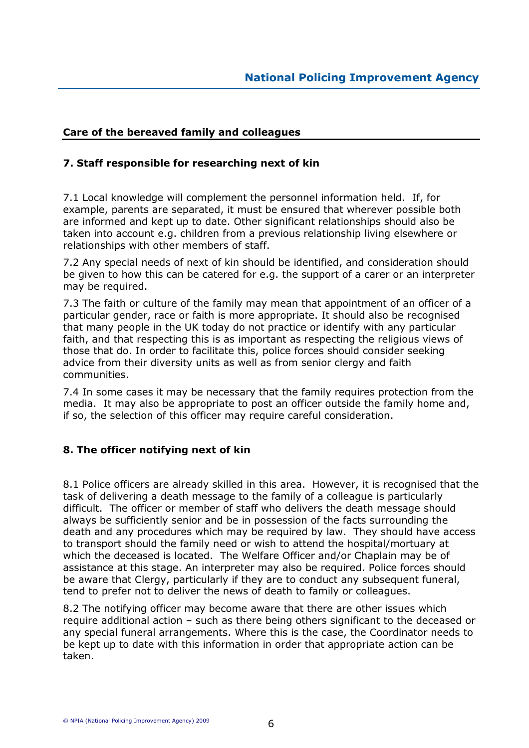## Care of the bereaved family and colleagues

### 7. Staff responsible for researching next of kin

7.1 Local knowledge will complement the personnel information held. If, for example, parents are separated, it must be ensured that wherever possible both are informed and kept up to date. Other significant relationships should also be taken into account e.g. children from a previous relationship living elsewhere or relationships with other members of staff.

7.2 Any special needs of next of kin should be identified, and consideration should be given to how this can be catered for e.g. the support of a carer or an interpreter may be required.

7.3 The faith or culture of the family may mean that appointment of an officer of a particular gender, race or faith is more appropriate. It should also be recognised that many people in the UK today do not practice or identify with any particular faith, and that respecting this is as important as respecting the religious views of those that do. In order to facilitate this, police forces should consider seeking advice from their diversity units as well as from senior clergy and faith communities.

7.4 In some cases it may be necessary that the family requires protection from the media. It may also be appropriate to post an officer outside the family home and, if so, the selection of this officer may require careful consideration.

### 8. The officer notifying next of kin

8.1 Police officers are already skilled in this area. However, it is recognised that the task of delivering a death message to the family of a colleague is particularly difficult. The officer or member of staff who delivers the death message should always be sufficiently senior and be in possession of the facts surrounding the death and any procedures which may be required by law. They should have access to transport should the family need or wish to attend the hospital/mortuary at which the deceased is located. The Welfare Officer and/or Chaplain may be of assistance at this stage. An interpreter may also be required. Police forces should be aware that Clergy, particularly if they are to conduct any subsequent funeral, tend to prefer not to deliver the news of death to family or colleagues.

8.2 The notifying officer may become aware that there are other issues which require additional action – such as there being others significant to the deceased or any special funeral arrangements. Where this is the case, the Coordinator needs to be kept up to date with this information in order that appropriate action can be taken.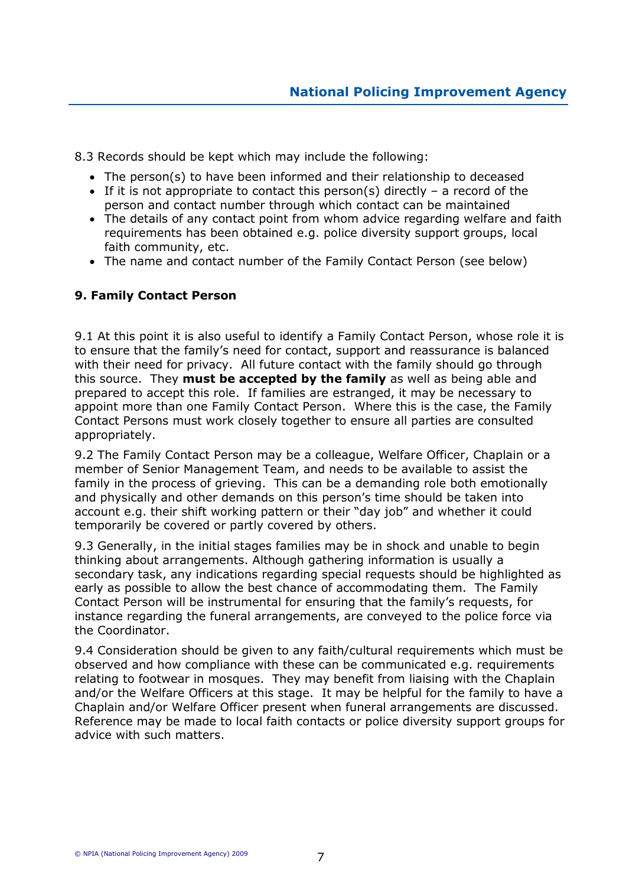8.3 Records should be kept which may include the following:

- The person(s) to have been informed and their relationship to deceased
- If it is not appropriate to contact this person(s) directly – a record of the person and contact number through which contact can be maintained
- The details of any contact point from whom advice regarding welfare and faith requirements has been obtained e.g. police diversity support groups, local faith community, etc.
- The name and contact number of the Family Contact Person (see below)

## 9. Family Contact Person

9.1 At this point it is also useful to identify a Family Contact Person, whose role it is to ensure that the family's need for contact, support and reassurance is balanced with their need for privacy. All future contact with the family should go through this source. They **must be accepted by the family** as well as being able and prepared to accept this role. If families are estranged, it may be necessary to appoint more than one Family Contact Person. Where this is the case, the Family Contact Persons must work closely together to ensure all parties are consulted appropriately.

9.2 The Family Contact Person may be a colleague, Welfare Officer, Chaplain or a member of Senior Management Team, and needs to be available to assist the family in the process of grieving. This can be a demanding role both emotionally and physically and other demands on this person's time should be taken into account e.g. their shift working pattern or their "day job" and whether it could temporarily be covered or partly covered by others.

9.3 Generally, in the initial stages families may be in shock and unable to begin thinking about arrangements. Although gathering information is usually a secondary task, any indications regarding special requests should be highlighted as early as possible to allow the best chance of accommodating them. The Family Contact Person will be instrumental for ensuring that the family's requests, for instance regarding the funeral arrangements, are conveyed to the police force via the Coordinator.

9.4 Consideration should be given to any faith/cultural requirements which must be observed and how compliance with these can be communicated e.g. requirements relating to footwear in mosques. They may benefit from liaising with the Chaplain and/or the Welfare Officers at this stage. It may be helpful for the family to have a Chaplain and/or Welfare Officer present when funeral arrangements are discussed. Reference may be made to local faith contacts or police diversity support groups for advice with such matters.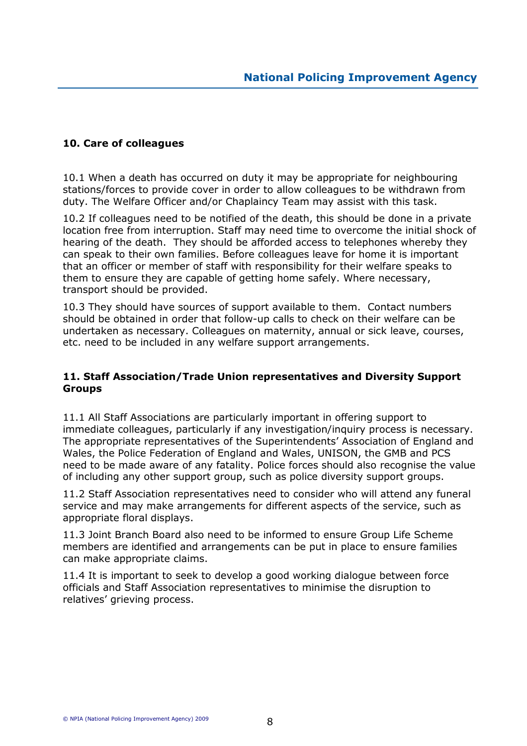## 10. Care of colleagues

10.1 When a death has occurred on duty it may be appropriate for neighbouring stations/forces to provide cover in order to allow colleagues to be withdrawn from duty. The Welfare Officer and/or Chaplaincy Team may assist with this task.

10.2 If colleagues need to be notified of the death, this should be done in a private location free from interruption. Staff may need time to overcome the initial shock of hearing of the death. They should be afforded access to telephones whereby they can speak to their own families. Before colleagues leave for home it is important that an officer or member of staff with responsibility for their welfare speaks to them to ensure they are capable of getting home safely. Where necessary, transport should be provided.

10.3 They should have sources of support available to them. Contact numbers should be obtained in order that follow-up calls to check on their welfare can be undertaken as necessary. Colleagues on maternity, annual or sick leave, courses, etc. need to be included in any welfare support arrangements.

## 11. Staff Association/Trade Union representatives and Diversity Support Groups

11.1 All Staff Associations are particularly important in offering support to immediate colleagues, particularly if any investigation/inquiry process is necessary. The appropriate representatives of the Superintendents' Association of England and Wales, the Police Federation of England and Wales, UNISON, the GMB and PCS need to be made aware of any fatality. Police forces should also recognise the value of including any other support group, such as police diversity support groups.

11.2 Staff Association representatives need to consider who will attend any funeral service and may make arrangements for different aspects of the service, such as appropriate floral displays.

11.3 Joint Branch Board also need to be informed to ensure Group Life Scheme members are identified and arrangements can be put in place to ensure families can make appropriate claims.

11.4 It is important to seek to develop a good working dialogue between force officials and Staff Association representatives to minimise the disruption to relatives' grieving process.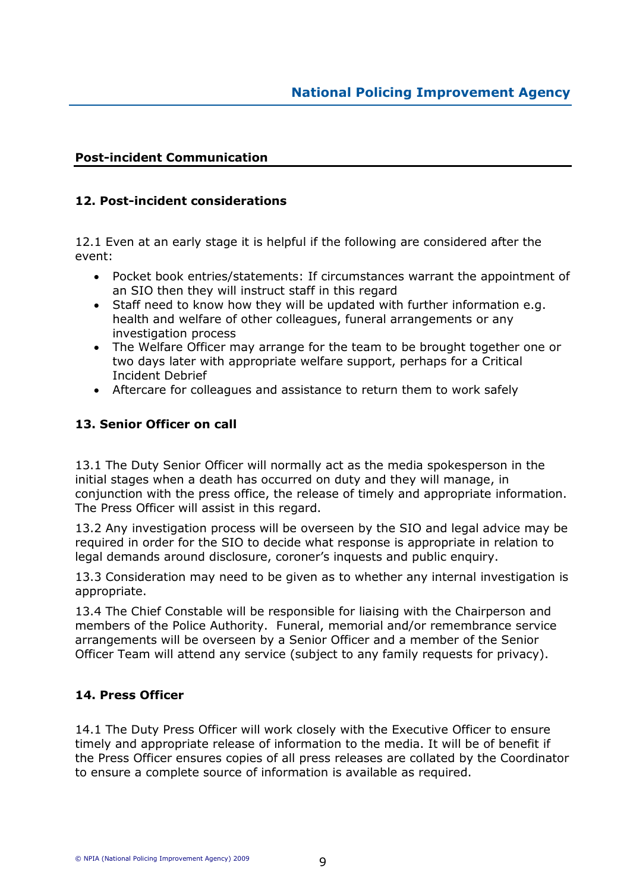## Post-incident Communication

### 12. Post-incident considerations

12.1 Even at an early stage it is helpful if the following are considered after the event:

- Pocket book entries/statements: If circumstances warrant the appointment of an SIO then they will instruct staff in this regard
- Staff need to know how they will be updated with further information e.g. health and welfare of other colleagues, funeral arrangements or any investigation process
- The Welfare Officer may arrange for the team to be brought together one or two days later with appropriate welfare support, perhaps for a Critical Incident Debrief
- Aftercare for colleagues and assistance to return them to work safely

### 13. Senior Officer on call

13.1 The Duty Senior Officer will normally act as the media spokesperson in the initial stages when a death has occurred on duty and they will manage, in conjunction with the press office, the release of timely and appropriate information. The Press Officer will assist in this regard.

13.2 Any investigation process will be overseen by the SIO and legal advice may be required in order for the SIO to decide what response is appropriate in relation to legal demands around disclosure, coroner's inquests and public enquiry.

13.3 Consideration may need to be given as to whether any internal investigation is appropriate.

13.4 The Chief Constable will be responsible for liaising with the Chairperson and members of the Police Authority. Funeral, memorial and/or remembrance service arrangements will be overseen by a Senior Officer and a member of the Senior Officer Team will attend any service (subject to any family requests for privacy).

### 14. Press Officer

14.1 The Duty Press Officer will work closely with the Executive Officer to ensure timely and appropriate release of information to the media. It will be of benefit if the Press Officer ensures copies of all press releases are collated by the Coordinator to ensure a complete source of information is available as required.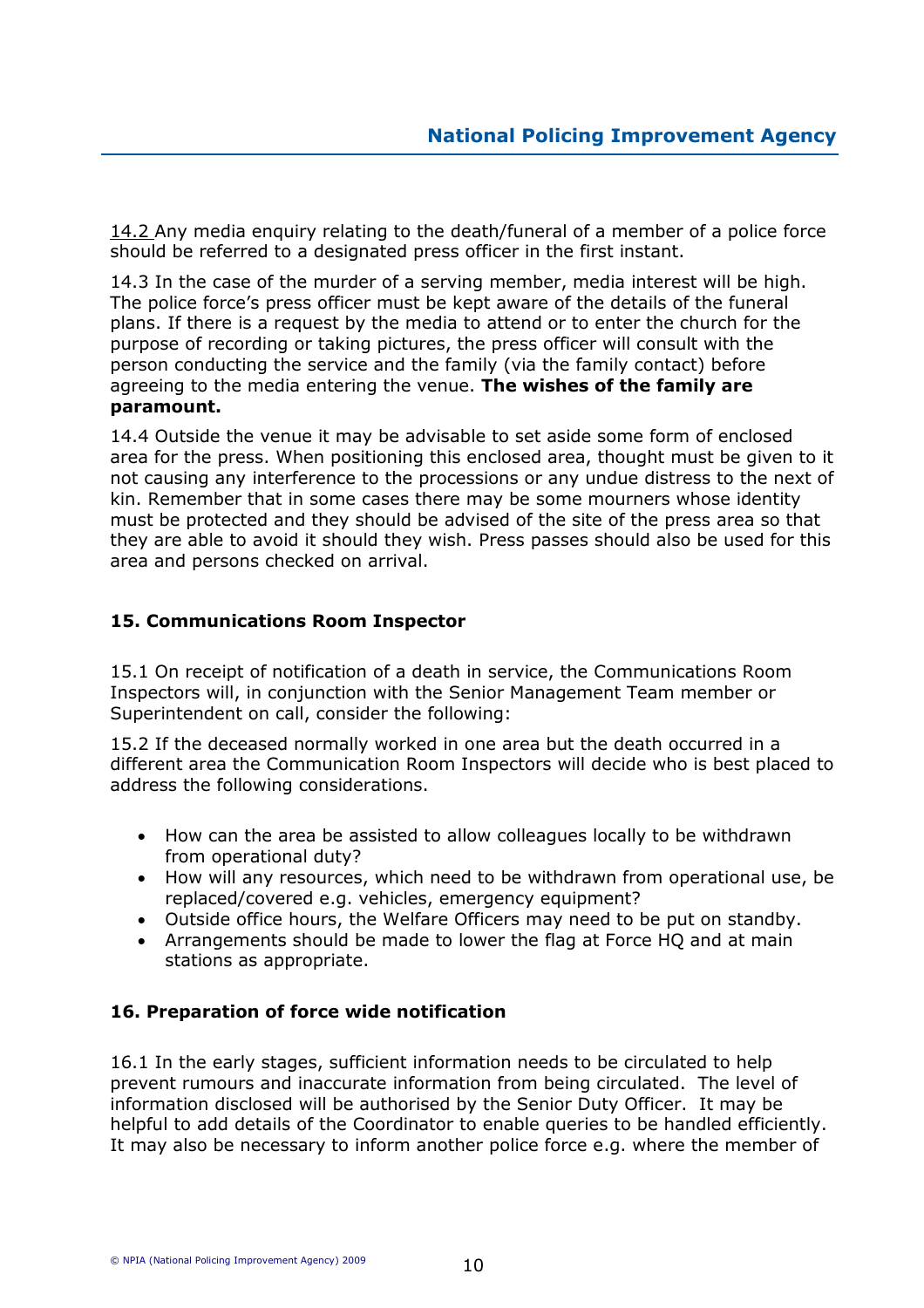14.2 Any media enquiry relating to the death/funeral of a member of a police force should be referred to a designated press officer in the first instant.

14.3 In the case of the murder of a serving member, media interest will be high. The police force's press officer must be kept aware of the details of the funeral plans. If there is a request by the media to attend or to enter the church for the purpose of recording or taking pictures, the press officer will consult with the person conducting the service and the family (via the family contact) before agreeing to the media entering the venue. **The wishes of the family are paramount.**

14.4 Outside the venue it may be advisable to set aside some form of enclosed area for the press. When positioning this enclosed area, thought must be given to it not causing any interference to the processions or any undue distress to the next of kin. Remember that in some cases there may be some mourners whose identity must be protected and they should be advised of the site of the press area so that they are able to avoid it should they wish. Press passes should also be used for this area and persons checked on arrival.

### 15. Communications Room Inspector

15.1 On receipt of notification of a death in service, the Communications Room Inspectors will, in conjunction with the Senior Management Team member or Superintendent on call, consider the following:

15.2 If the deceased normally worked in one area but the death occurred in a different area the Communication Room Inspectors will decide who is best placed to address the following considerations.

- How can the area be assisted to allow colleagues locally to be withdrawn from operational duty?
- How will any resources, which need to be withdrawn from operational use, be replaced/covered e.g. vehicles, emergency equipment?
- Outside office hours, the Welfare Officers may need to be put on standby.
- Arrangements should be made to lower the flag at Force HQ and at main stations as appropriate.

### 16. Preparation of force wide notification

16.1 In the early stages, sufficient information needs to be circulated to help prevent rumours and inaccurate information from being circulated. The level of information disclosed will be authorised by the Senior Duty Officer. It may be helpful to add details of the Coordinator to enable queries to be handled efficiently. It may also be necessary to inform another police force e.g. where the member of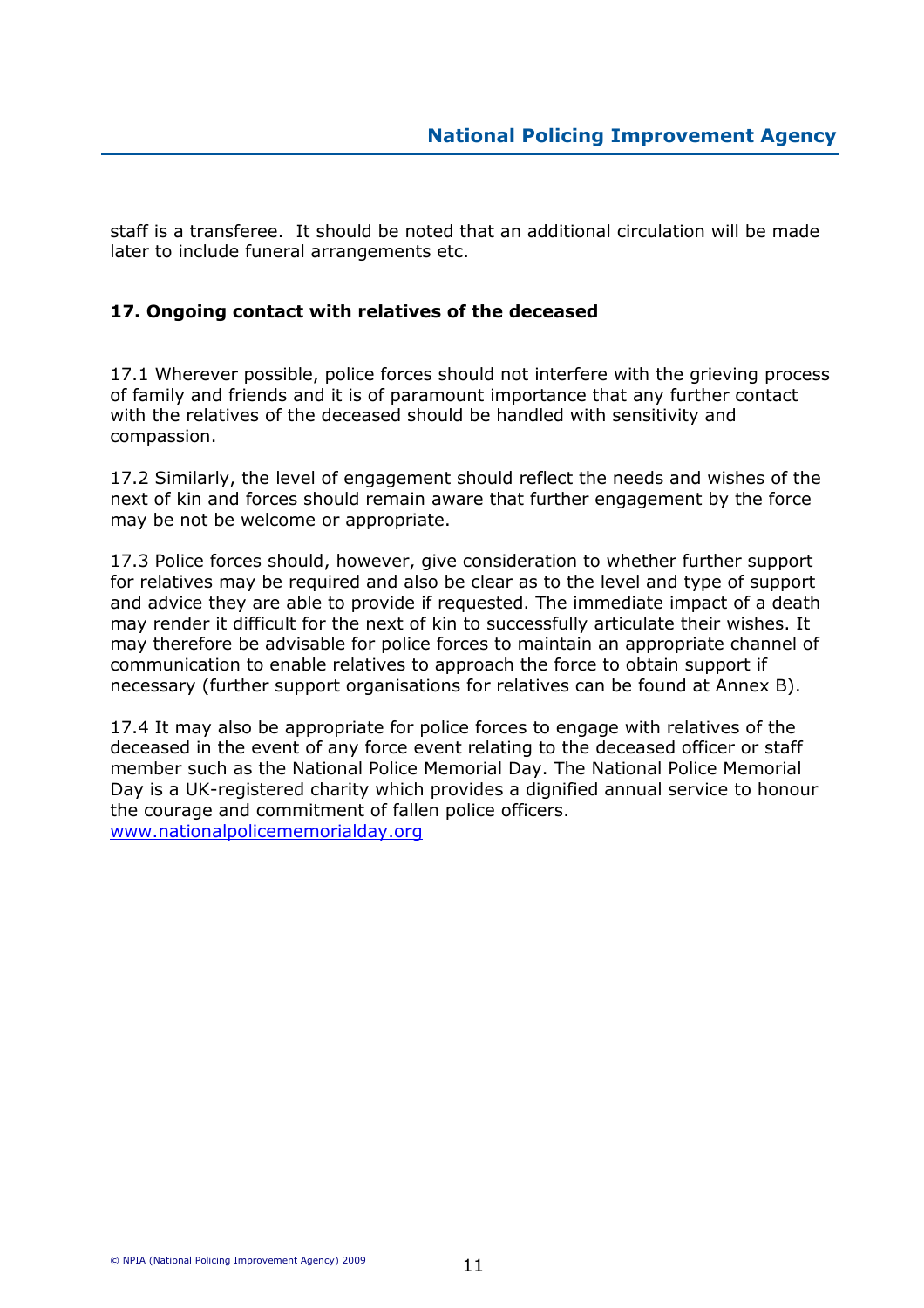staff is a transferee.  It should be noted that an additional circulation will be made later to include funeral arrangements etc.

## 17. Ongoing contact with relatives of the deceased

17.1 Wherever possible, police forces should not interfere with the grieving process of family and friends and it is of paramount importance that any further contact with the relatives of the deceased should be handled with sensitivity and compassion.

17.2 Similarly, the level of engagement should reflect the needs and wishes of the next of kin and forces should remain aware that further engagement by the force may be not be welcome or appropriate.

17.3 Police forces should, however, give consideration to whether further support for relatives may be required and also be clear as to the level and type of support and advice they are able to provide if requested. The immediate impact of a death may render it difficult for the next of kin to successfully articulate their wishes. It may therefore be advisable for police forces to maintain an appropriate channel of communication to enable relatives to approach the force to obtain support if necessary (further support organisations for relatives can be found at Annex B).

17.4 It may also be appropriate for police forces to engage with relatives of the deceased in the event of any force event relating to the deceased officer or staff member such as the National Police Memorial Day. The National Police Memorial Day is a UK-registered charity which provides a dignified annual service to honour the courage and commitment of fallen police officers. [www.nationalpolicememorialday.org](http://www.nationalpolicememorialday.org)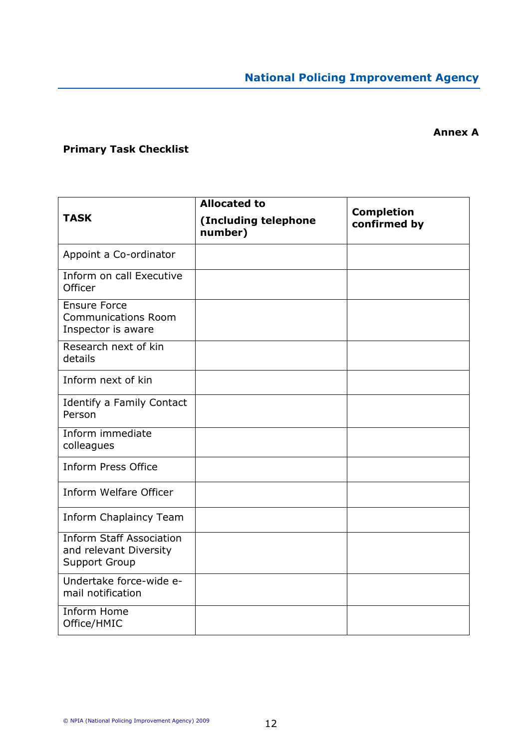**Annex A**

**Primary Task Checklist**

| **TASK** | **Allocated to (Including telephone number)** | **Completion confirmed by** |
|---|---|---|
| Appoint a Co-ordinator | | |
| Inform on call Executive Officer | | |
| Ensure Force Communications Room Inspector is aware | | |
| Research next of kin details | | |
| Inform next of kin | | |
| Identify a Family Contact Person | | |
| Inform immediate colleagues | | |
| Inform Press Office | | |
| Inform Welfare Officer | | |
| Inform Chaplaincy Team | | |
| Inform Staff Association and relevant Diversity Support Group | | |
| Undertake force-wide e-mail notification | | |
| Inform Home Office/HMIC | | |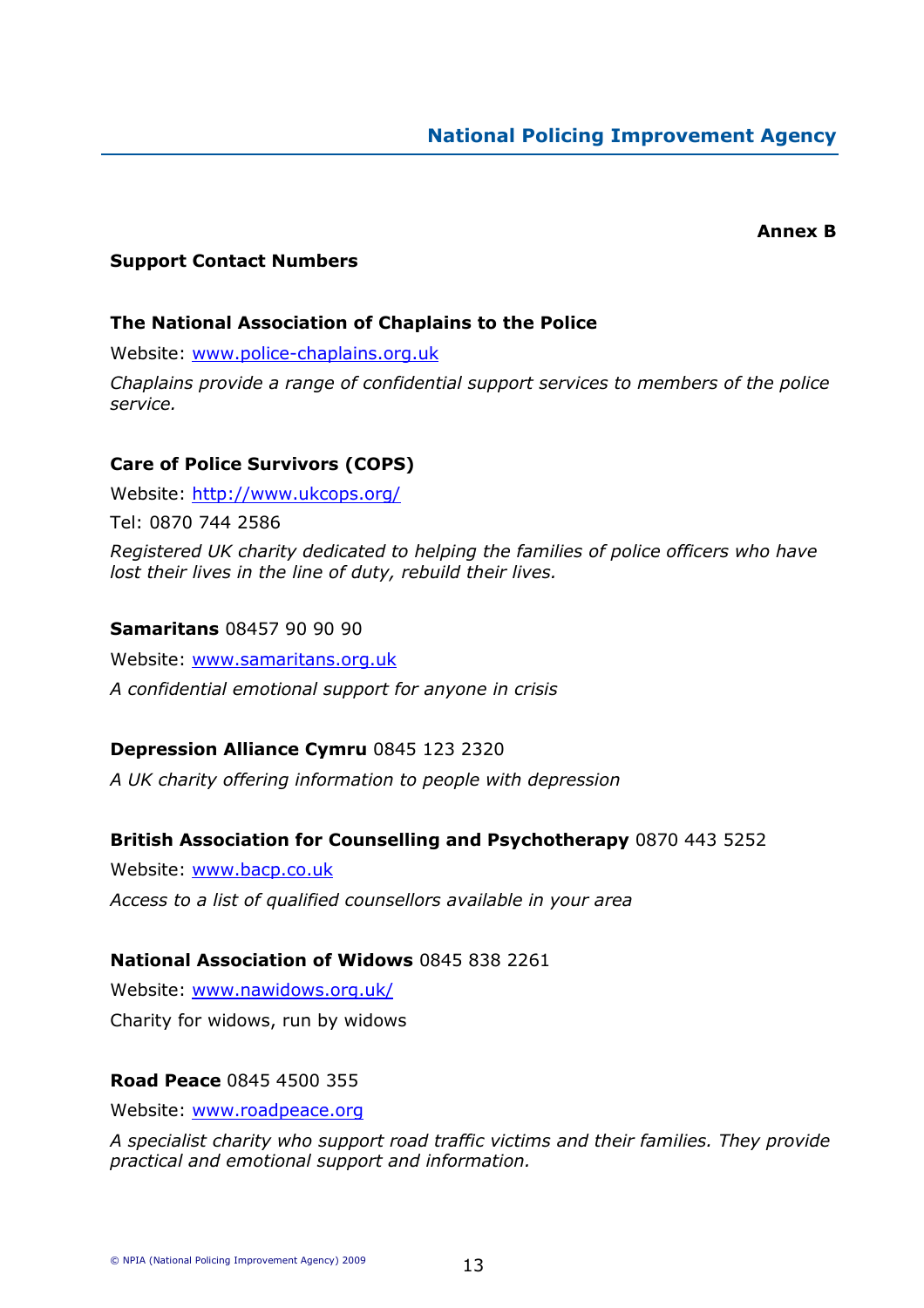**Annex B**

## Support Contact Numbers

### The National Association of Chaplains to the Police

Website: [www.police-chaplains.org.uk](http://www.police-chaplains.org.uk)

*Chaplains provide a range of confidential support services to members of the police service.*

### Care of Police Survivors (COPS)

Website: [http://www.ukcops.org/](http://www.ukcops.org/)

Tel: 0870 744 2586

*Registered UK charity dedicated to helping the families of police officers who have lost their lives in the line of duty, rebuild their lives.*

**Samaritans** 08457 90 90 90

Website: [www.samaritans.org.uk](http://www.samaritans.org.uk)

*A confidential emotional support for anyone in crisis*

**Depression Alliance Cymru** 0845 123 2320

*A UK charity offering information to people with depression*

**British Association for Counselling and Psychotherapy** 0870 443 5252

Website: [www.bacp.co.uk](http://www.bacp.co.uk)

*Access to a list of qualified counsellors available in your area*

**National Association of Widows** 0845 838 2261

Website: [www.nawidows.org.uk/](http://www.nawidows.org.uk/)

Charity for widows, run by widows

**Road Peace** 0845 4500 355

Website: [www.roadpeace.org](http://www.roadpeace.org)

*A specialist charity who support road traffic victims and their families. They provide practical and emotional support and information.*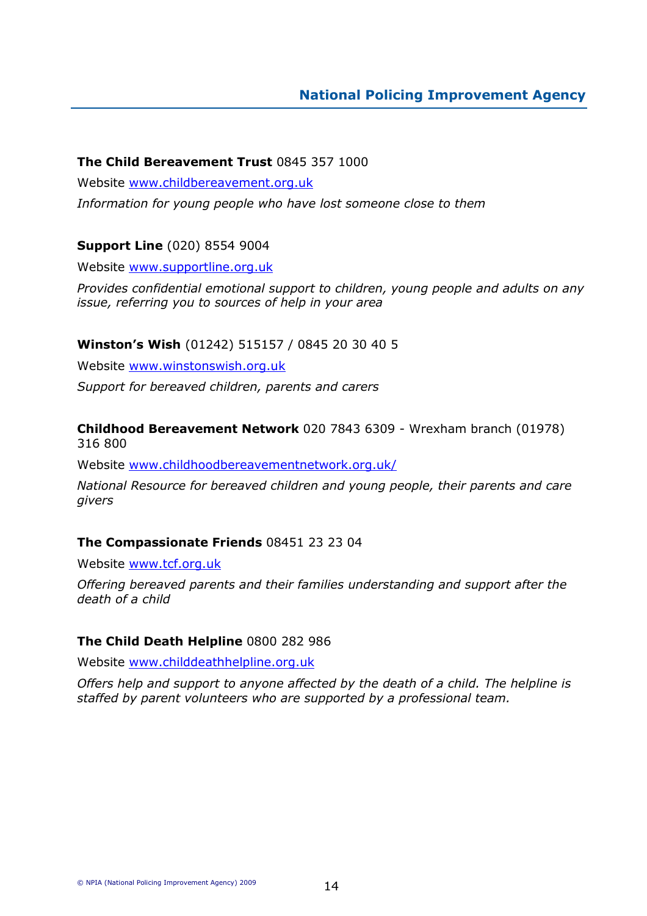**The Child Bereavement Trust** 0845 357 1000

Website www.childbereavement.org.uk

*Information for young people who have lost someone close to them*

**Support Line** (020) 8554 9004

Website www.supportline.org.uk

*Provides confidential emotional support to children, young people and adults on any issue, referring you to sources of help in your area*

**Winston's Wish** (01242) 515157 / 0845 20 30 40 5

Website www.winstonswish.org.uk

*Support for bereaved children, parents and carers*

**Childhood Bereavement Network** 020 7843 6309 - Wrexham branch (01978) 316 800

Website www.childhoodbereavementnetwork.org.uk/

*National Resource for bereaved children and young people, their parents and care givers*

**The Compassionate Friends** 08451 23 23 04

Website www.tcf.org.uk

*Offering bereaved parents and their families understanding and support after the death of a child*

**The Child Death Helpline** 0800 282 986

Website www.childdeathhelpline.org.uk

*Offers help and support to anyone affected by the death of a child. The helpline is staffed by parent volunteers who are supported by a professional team.*